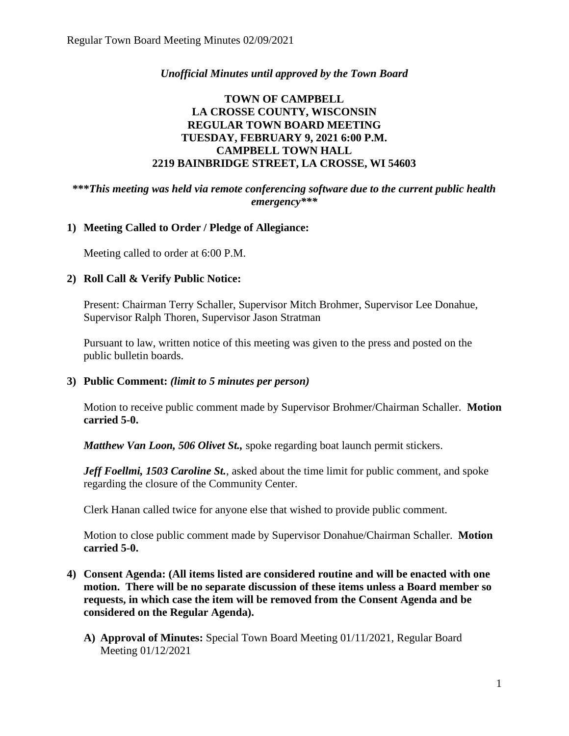*Unofficial Minutes until approved by the Town Board*

# TOWN OF CAMPBELL
# LA CROSSE COUNTY, WISCONSIN
# REGULAR TOWN BOARD MEETING
# TUESDAY, FEBRUARY 9, 2021 6:00 P.M.
# CAMPBELL TOWN HALL
# 2219 BAINBRIDGE STREET, LA CROSSE, WI 54603

***\*\*\*This meeting was held via remote conferencing software due to the current public health emergency\*\*\****

**1) Meeting Called to Order / Pledge of Allegiance:**

Meeting called to order at 6:00 P.M.

**2) Roll Call & Verify Public Notice:**

Present: Chairman Terry Schaller, Supervisor Mitch Brohmer, Supervisor Lee Donahue, Supervisor Ralph Thoren, Supervisor Jason Stratman

Pursuant to law, written notice of this meeting was given to the press and posted on the public bulletin boards.

**3) Public Comment:** ***(limit to 5 minutes per person)***

Motion to receive public comment made by Supervisor Brohmer/Chairman Schaller. **Motion carried 5-0.**

***Matthew Van Loon, 506 Olivet St.,*** spoke regarding boat launch permit stickers.

***Jeff Foellmi, 1503 Caroline St.***, asked about the time limit for public comment, and spoke regarding the closure of the Community Center.

Clerk Hanan called twice for anyone else that wished to provide public comment.

Motion to close public comment made by Supervisor Donahue/Chairman Schaller. **Motion carried 5-0.**

**4) Consent Agenda: (All items listed are considered routine and will be enacted with one motion. There will be no separate discussion of these items unless a Board member so requests, in which case the item will be removed from the Consent Agenda and be considered on the Regular Agenda).**

**A) Approval of Minutes:** Special Town Board Meeting 01/11/2021, Regular Board Meeting 01/12/2021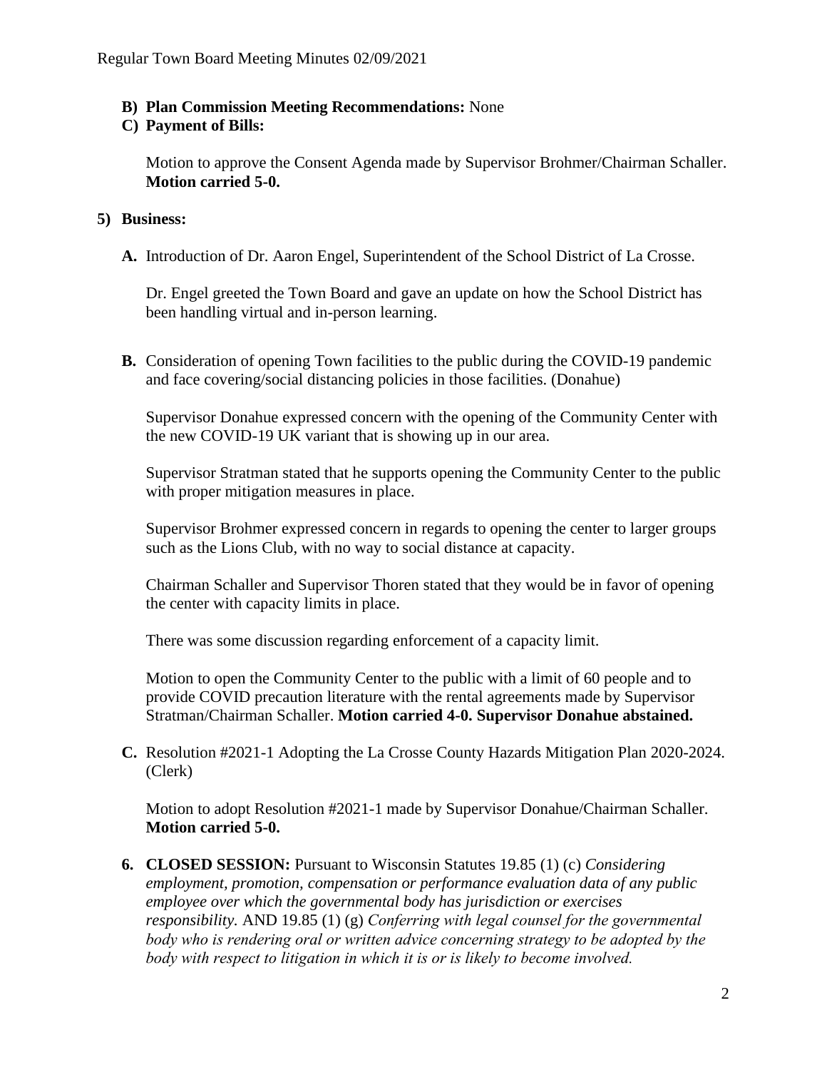**B) Plan Commission Meeting Recommendations:** None

**C) Payment of Bills:**

Motion to approve the Consent Agenda made by Supervisor Brohmer/Chairman Schaller. **Motion carried 5-0.**

**5) Business:**

**A.** Introduction of Dr. Aaron Engel, Superintendent of the School District of La Crosse.

Dr. Engel greeted the Town Board and gave an update on how the School District has been handling virtual and in-person learning.

**B.** Consideration of opening Town facilities to the public during the COVID-19 pandemic and face covering/social distancing policies in those facilities. (Donahue)

Supervisor Donahue expressed concern with the opening of the Community Center with the new COVID-19 UK variant that is showing up in our area.

Supervisor Stratman stated that he supports opening the Community Center to the public with proper mitigation measures in place.

Supervisor Brohmer expressed concern in regards to opening the center to larger groups such as the Lions Club, with no way to social distance at capacity.

Chairman Schaller and Supervisor Thoren stated that they would be in favor of opening the center with capacity limits in place.

There was some discussion regarding enforcement of a capacity limit.

Motion to open the Community Center to the public with a limit of 60 people and to provide COVID precaution literature with the rental agreements made by Supervisor Stratman/Chairman Schaller. **Motion carried 4-0. Supervisor Donahue abstained.**

**C.** Resolution #2021-1 Adopting the La Crosse County Hazards Mitigation Plan 2020-2024. (Clerk)

Motion to adopt Resolution #2021-1 made by Supervisor Donahue/Chairman Schaller. **Motion carried 5-0.**

**6. CLOSED SESSION:** Pursuant to Wisconsin Statutes 19.85 (1) (c) *Considering employment, promotion, compensation or performance evaluation data of any public employee over which the governmental body has jurisdiction or exercises responsibility.* AND 19.85 (1) (g) *Conferring with legal counsel for the governmental body who is rendering oral or written advice concerning strategy to be adopted by the body with respect to litigation in which it is or is likely to become involved.*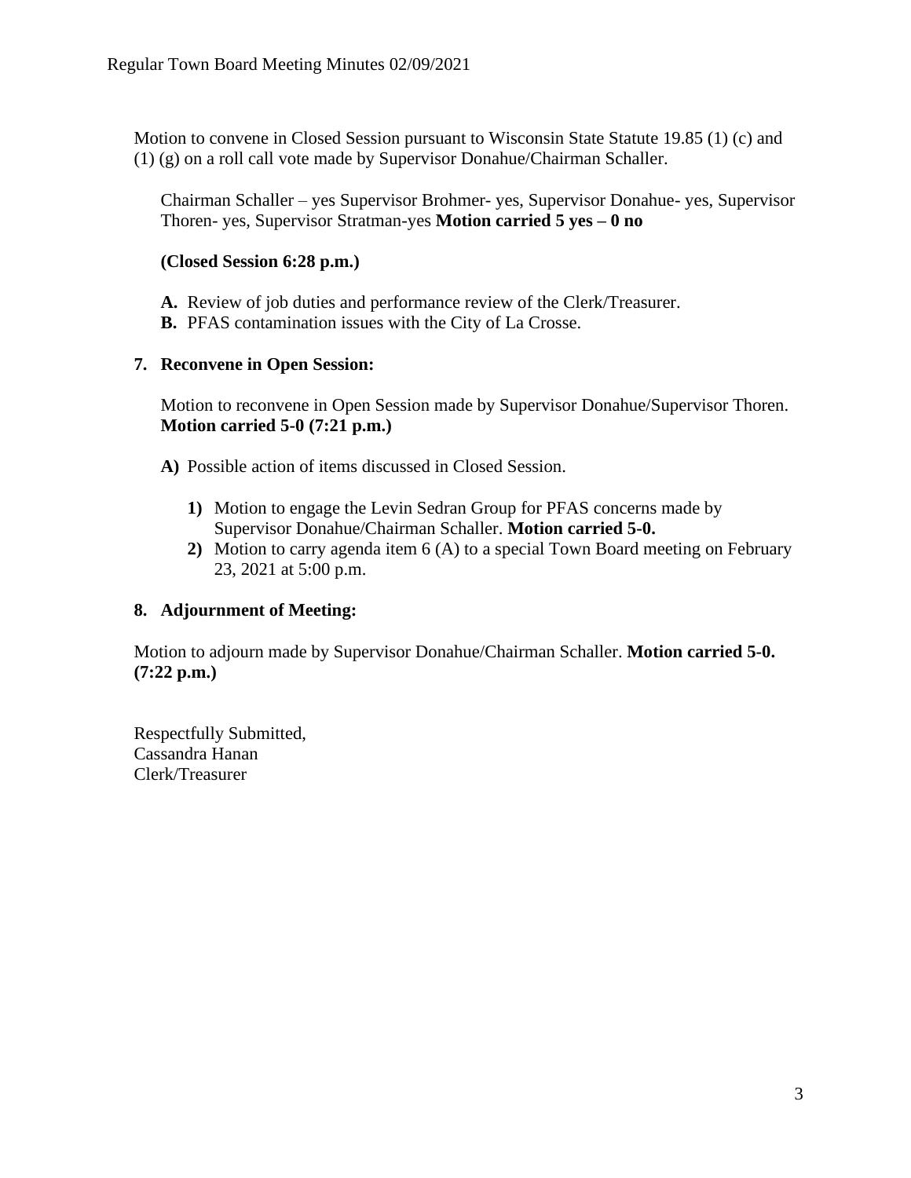Motion to convene in Closed Session pursuant to Wisconsin State Statute 19.85 (1) (c) and (1) (g) on a roll call vote made by Supervisor Donahue/Chairman Schaller.

Chairman Schaller – yes Supervisor Brohmer- yes, Supervisor Donahue- yes, Supervisor Thoren- yes, Supervisor Stratman-yes **Motion carried 5 yes – 0 no**

**(Closed Session 6:28 p.m.)**

- **A.** Review of job duties and performance review of the Clerk/Treasurer.
- **B.** PFAS contamination issues with the City of La Crosse.

**7. Reconvene in Open Session:**

Motion to reconvene in Open Session made by Supervisor Donahue/Supervisor Thoren. **Motion carried 5-0 (7:21 p.m.)**

**A)** Possible action of items discussed in Closed Session.

1. Motion to engage the Levin Sedran Group for PFAS concerns made by Supervisor Donahue/Chairman Schaller. **Motion carried 5-0.**
2. Motion to carry agenda item 6 (A) to a special Town Board meeting on February 23, 2021 at 5:00 p.m.

**8. Adjournment of Meeting:**

Motion to adjourn made by Supervisor Donahue/Chairman Schaller. **Motion carried 5-0. (7:22 p.m.)**

Respectfully Submitted,
Cassandra Hanan
Clerk/Treasurer